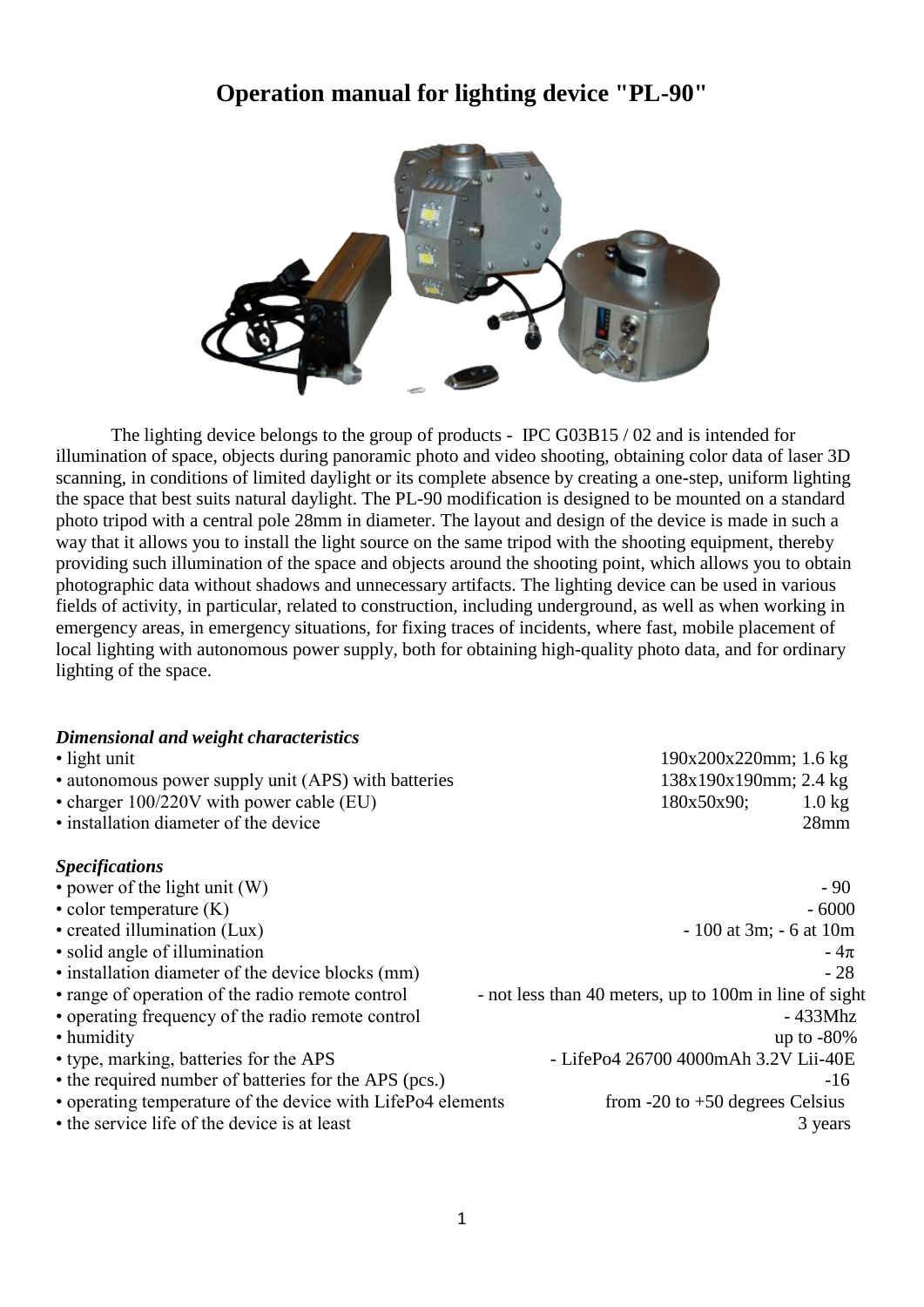# Operation manual for lighting device "PL-90"

The lighting device belongs to the group of products - IPC G03B15 / 02 and is intended for illumination of space, objects during panoramic photo and video shooting, obtaining color data of laser 3D scanning, in conditions of limited daylight or its complete absence by creating a one-step, uniform lighting the space that best suits natural daylight. The PL-90 modification is designed to be mounted on a standard photo tripod with a central pole 28mm in diameter. The layout and design of the device is made in such a way that it allows you to install the light source on the same tripod with the shooting equipment, thereby providing such illumination of the space and objects around the shooting point, which allows you to obtain photographic data without shadows and unnecessary artifacts. The lighting device can be used in various fields of activity, in particular, related to construction, including underground, as well as when working in emergency areas, in emergency situations, for fixing traces of incidents, where fast, mobile placement of local lighting with autonomous power supply, both for obtaining high-quality photo data, and for ordinary lighting of the space.

***Dimensional and weight characteristics***

- light unit — 190x200x220mm; 1.6 kg
- autonomous power supply unit (APS) with batteries — 138x190x190mm; 2.4 kg
- charger 100/220V with power cable (EU) — 180x50x90; 1.0 kg
- installation diameter of the device — 28mm

***Specifications***

- power of the light unit (W) - 90
- color temperature (K) - 6000
- created illumination (Lux) - 100 at 3m; - 6 at 10m
- solid angle of illumination - 4π
- installation diameter of the device blocks (mm) - 28
- range of operation of the radio remote control - not less than 40 meters, up to 100m in line of sight
- operating frequency of the radio remote control - 433Mhz
- humidity up to -80%
- type, marking, batteries for the APS - LifePo4 26700 4000mAh 3.2V Lii-40E
- the required number of batteries for the APS (pcs.) -16
- operating temperature of the device with LifePo4 elements from -20 to +50 degrees Celsius
- the service life of the device is at least 3 years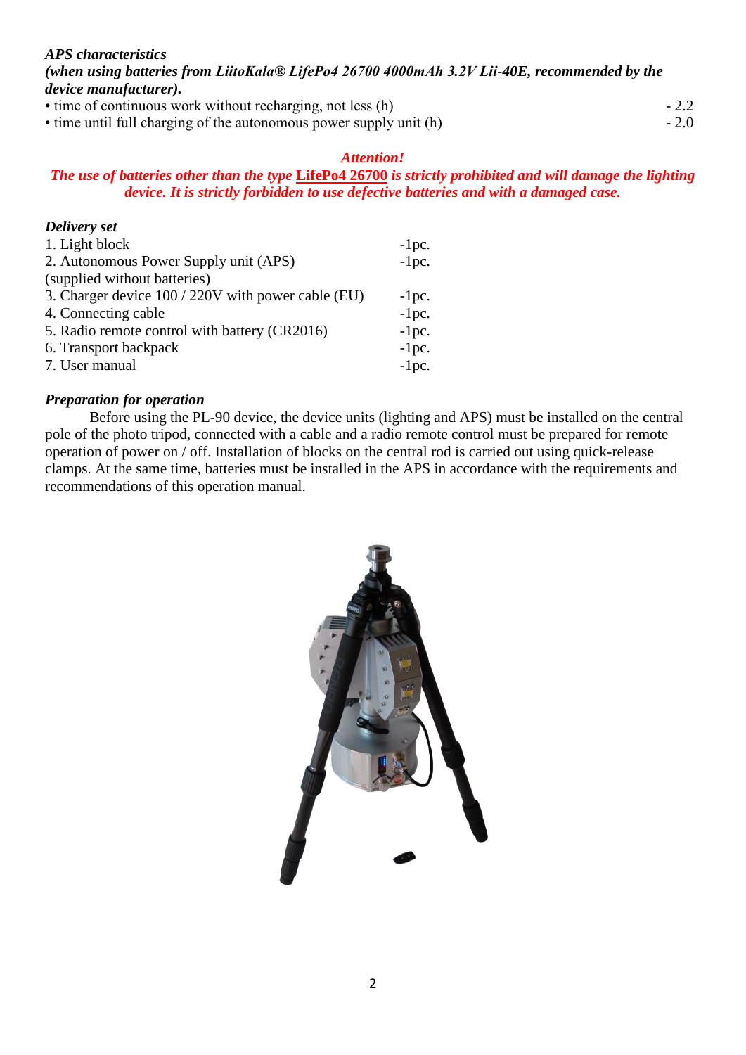***APS characteristics***
***(when using batteries from LiitoKala® LifePo4 26700 4000mAh 3.2V Lii-40E, recommended by the device manufacturer).***

- time of continuous work without recharging, not less (h) - 2.2
- time until full charging of the autonomous power supply unit (h) - 2.0

***Attention!***
***The use of batteries other than the type LifePo4 26700 is strictly prohibited and will damage the lighting device. It is strictly forbidden to use defective batteries and with a damaged case.***

***Delivery set***

| | |
|---|---|
| 1. Light block | -1pc. |
| 2. Autonomous Power Supply unit (APS) (supplied without batteries) | -1pc. |
| 3. Charger device 100 / 220V with power cable (EU) | -1pc. |
| 4. Connecting cable | -1pc. |
| 5. Radio remote control with battery (CR2016) | -1pc. |
| 6. Transport backpack | -1pc. |
| 7. User manual | -1pc. |

***Preparation for operation***

Before using the PL-90 device, the device units (lighting and APS) must be installed on the central pole of the photo tripod, connected with a cable and a radio remote control must be prepared for remote operation of power on / off. Installation of blocks on the central rod is carried out using quick-release clamps. At the same time, batteries must be installed in the APS in accordance with the requirements and recommendations of this operation manual.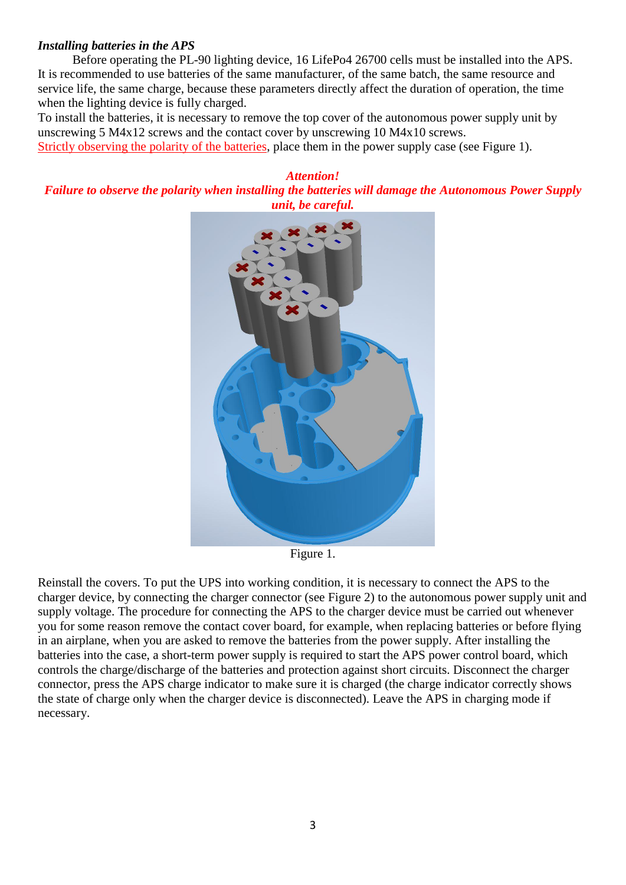***Installing batteries in the APS***

Before operating the PL-90 lighting device, 16 LifePo4 26700 cells must be installed into the APS. It is recommended to use batteries of the same manufacturer, of the same batch, the same resource and service life, the same charge, because these parameters directly affect the duration of operation, the time when the lighting device is fully charged.

To install the batteries, it is necessary to remove the top cover of the autonomous power supply unit by unscrewing 5 M4x12 screws and the contact cover by unscrewing 10 M4x10 screws.

Strictly observing the polarity of the batteries, place them in the power supply case (see Figure 1).

***Attention!***

***Failure to observe the polarity when installing the batteries will damage the Autonomous Power Supply unit, be careful.***

Figure 1.

Reinstall the covers. To put the UPS into working condition, it is necessary to connect the APS to the charger device, by connecting the charger connector (see Figure 2) to the autonomous power supply unit and supply voltage. The procedure for connecting the APS to the charger device must be carried out whenever you for some reason remove the contact cover board, for example, when replacing batteries or before flying in an airplane, when you are asked to remove the batteries from the power supply. After installing the batteries into the case, a short-term power supply is required to start the APS power control board, which controls the charge/discharge of the batteries and protection against short circuits. Disconnect the charger connector, press the APS charge indicator to make sure it is charged (the charge indicator correctly shows the state of charge only when the charger device is disconnected). Leave the APS in charging mode if necessary.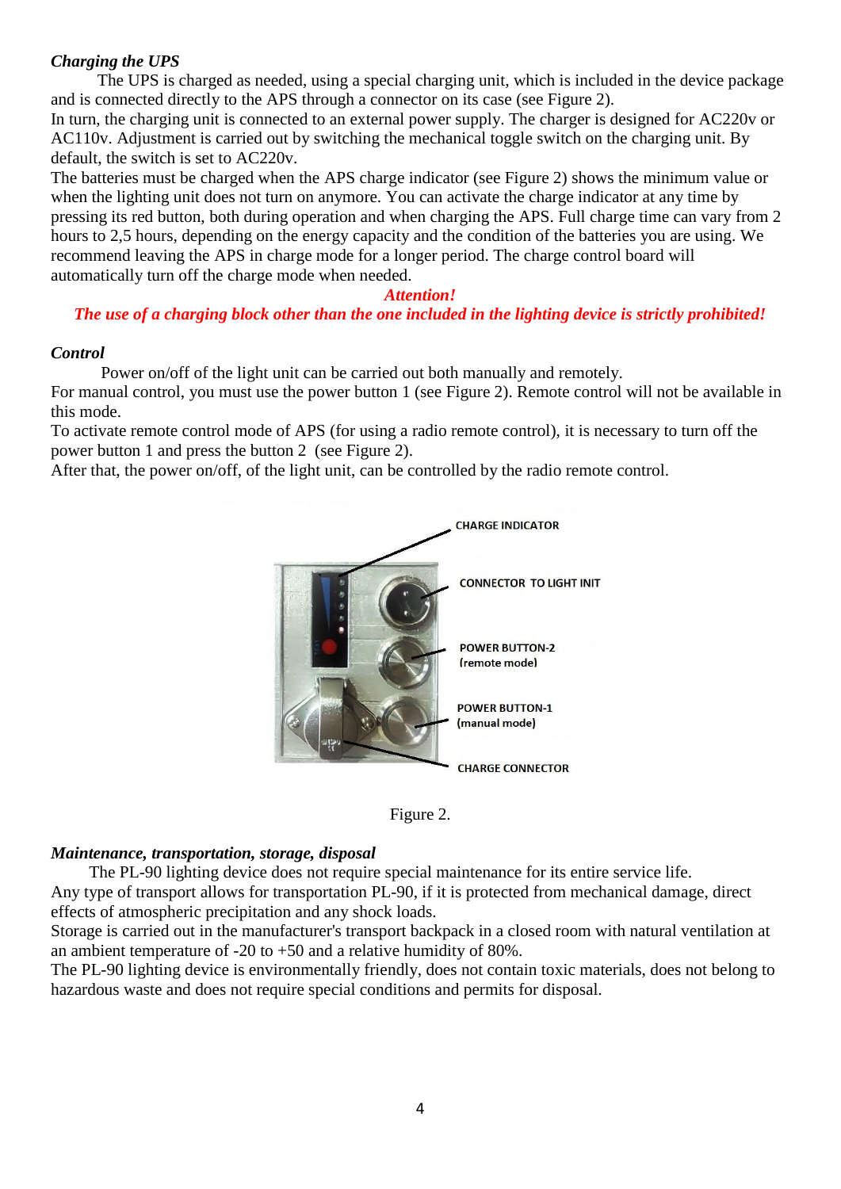### *Charging the UPS*

The UPS is charged as needed, using a special charging unit, which is included in the device package and is connected directly to the APS through a connector on its case (see Figure 2).
In turn, the charging unit is connected to an external power supply. The charger is designed for AC220v or AC110v. Adjustment is carried out by switching the mechanical toggle switch on the charging unit. By default, the switch is set to AC220v.
The batteries must be charged when the APS charge indicator (see Figure 2) shows the minimum value or when the lighting unit does not turn on anymore. You can activate the charge indicator at any time by pressing its red button, both during operation and when charging the APS. Full charge time can vary from 2 hours to 2,5 hours, depending on the energy capacity and the condition of the batteries you are using. We recommend leaving the APS in charge mode for a longer period. The charge control board will automatically turn off the charge mode when needed.

***Attention!***
***The use of a charging block other than the one included in the lighting device is strictly prohibited!***

### *Control*

Power on/off of the light unit can be carried out both manually and remotely.
For manual control, you must use the power button 1 (see Figure 2). Remote control will not be available in this mode.
To activate remote control mode of APS (for using a radio remote control), it is necessary to turn off the power button 1 and press the button 2 (see Figure 2).
After that, the power on/off, of the light unit, can be controlled by the radio remote control.

CHARGE INDICATOR
CONNECTOR TO LIGHT INIT
POWER BUTTON-2 (remote mode)
POWER BUTTON-1 (manual mode)
CHARGE CONNECTOR

Figure 2.

### *Maintenance, transportation, storage, disposal*

The PL-90 lighting device does not require special maintenance for its entire service life.
Any type of transport allows for transportation PL-90, if it is protected from mechanical damage, direct effects of atmospheric precipitation and any shock loads.
Storage is carried out in the manufacturer's transport backpack in a closed room with natural ventilation at an ambient temperature of -20 to +50 and a relative humidity of 80%.
The PL-90 lighting device is environmentally friendly, does not contain toxic materials, does not belong to hazardous waste and does not require special conditions and permits for disposal.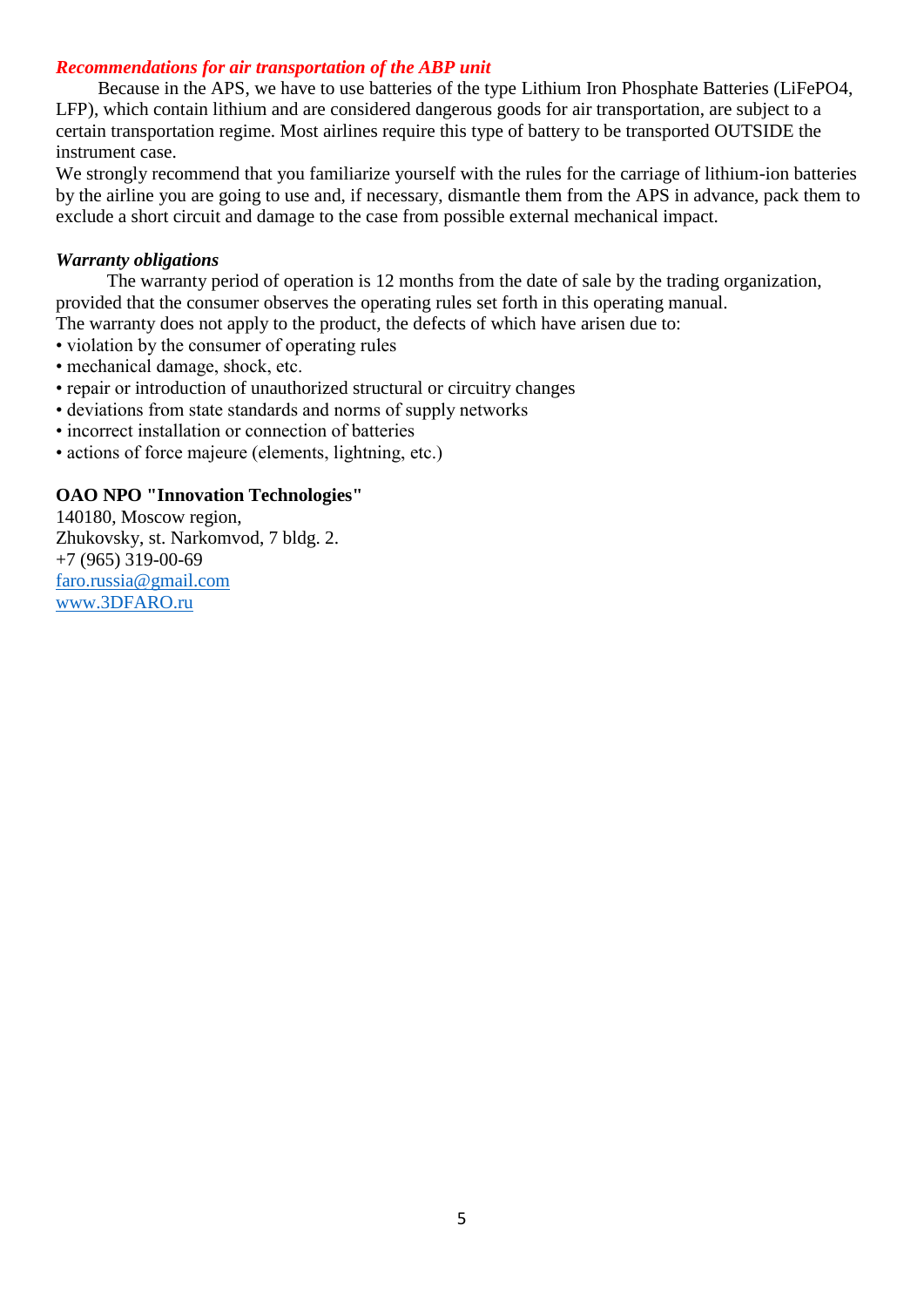***Recommendations for air transportation of the ABP unit***

Because in the APS, we have to use batteries of the type Lithium Iron Phosphate Batteries (LiFePO4, LFP), which contain lithium and are considered dangerous goods for air transportation, are subject to a certain transportation regime. Most airlines require this type of battery to be transported OUTSIDE the instrument case.

We strongly recommend that you familiarize yourself with the rules for the carriage of lithium-ion batteries by the airline you are going to use and, if necessary, dismantle them from the APS in advance, pack them to exclude a short circuit and damage to the case from possible external mechanical impact.

***Warranty obligations***

The warranty period of operation is 12 months from the date of sale by the trading organization, provided that the consumer observes the operating rules set forth in this operating manual.

The warranty does not apply to the product, the defects of which have arisen due to:

- violation by the consumer of operating rules
- mechanical damage, shock, etc.
- repair or introduction of unauthorized structural or circuitry changes
- deviations from state standards and norms of supply networks
- incorrect installation or connection of batteries
- actions of force majeure (elements, lightning, etc.)

**OAO NPO "Innovation Technologies"**
140180, Moscow region,
Zhukovsky, st. Narkomvod, 7 bldg. 2.
+7 (965) 319-00-69
faro.russia@gmail.com
www.3DFARO.ru